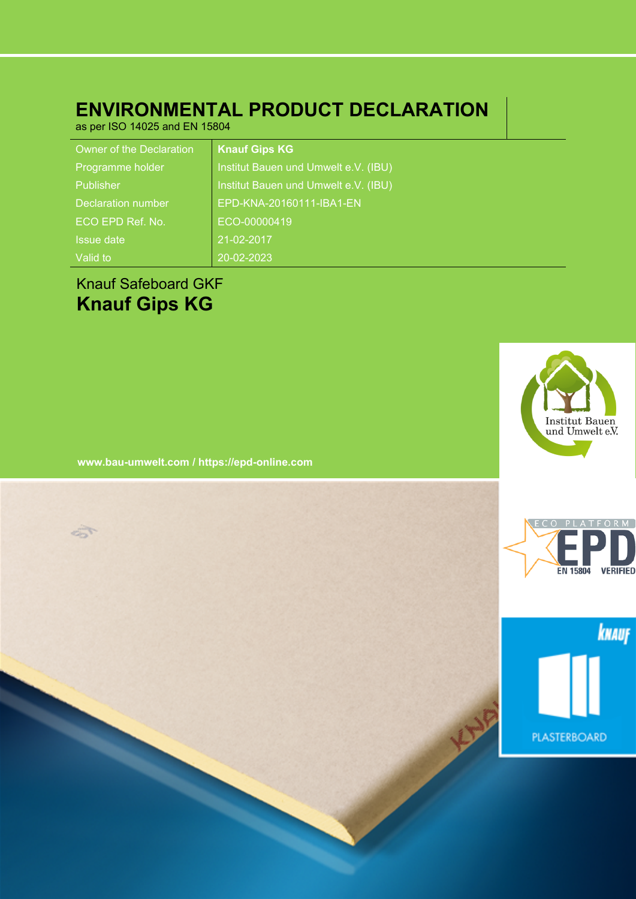# ENVIRONMENTAL PRODUCT DECLARATION

as per ISO 14025 and EN 15804

| | |
|---|---|
| Owner of the Declaration | **Knauf Gips KG** |
| Programme holder | Institut Bauen und Umwelt e.V. (IBU) |
| Publisher | Institut Bauen und Umwelt e.V. (IBU) |
| Declaration number | EPD-KNA-20160111-IBA1-EN |
| ECO EPD Ref. No. | ECO-00000419 |
| Issue date | 21-02-2017 |
| Valid to | 20-02-2023 |

Knauf Safeboard GKF

## Knauf Gips KG

**www.bau-umwelt.com / https://epd-online.com**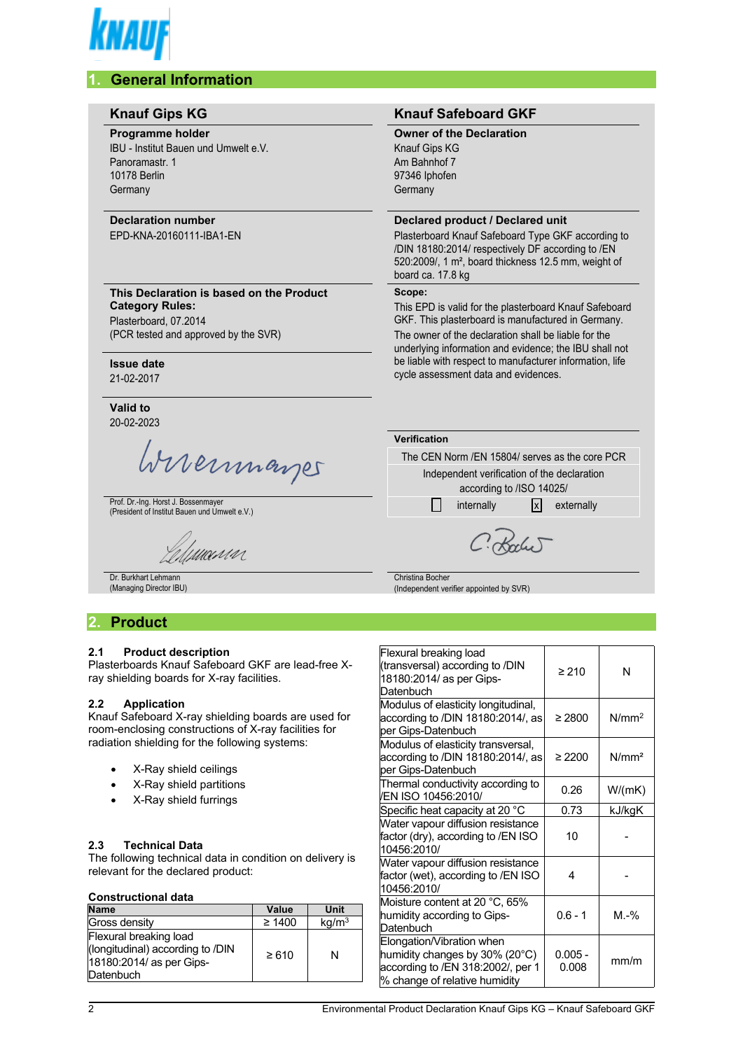## 1. General Information

### Knauf Gips KG

**Programme holder**
IBU - Institut Bauen und Umwelt e.V.
Panoramastr. 1
10178 Berlin
Germany

**Declaration number**
EPD-KNA-20160111-IBA1-EN

**This Declaration is based on the Product Category Rules:**
Plasterboard, 07.2014
(PCR tested and approved by the SVR)

**Issue date**
21-02-2017

**Valid to**
20-02-2023

Prof. Dr.-Ing. Horst J. Bossenmayer
(President of Institut Bauen und Umwelt e.V.)

Dr. Burkhart Lehmann
(Managing Director IBU)

### Knauf Safeboard GKF

**Owner of the Declaration**
Knauf Gips KG
Am Bahnhof 7
97346 Iphofen
Germany

**Declared product / Declared unit**
Plasterboard Knauf Safeboard Type GKF according to /DIN 18180:2014/ respectively DF according to /EN 520:2009/, 1 m², board thickness 12.5 mm, weight of board ca. 17.8 kg

**Scope:**
This EPD is valid for the plasterboard Knauf Safeboard GKF. This plasterboard is manufactured in Germany.
The owner of the declaration shall be liable for the underlying information and evidence; the IBU shall not be liable with respect to manufacturer information, life cycle assessment data and evidences.

**Verification**

The CEN Norm /EN 15804/ serves as the core PCR

Independent verification of the declaration according to /ISO 14025/

☐ internally ☒ externally

Christina Bocher
(Independent verifier appointed by SVR)

## 2. Product

### 2.1 Product description

Plasterboards Knauf Safeboard GKF are lead-free X-ray shielding boards for X-ray facilities.

### 2.2 Application

Knauf Safeboard X-ray shielding boards are used for room-enclosing constructions of X-ray facilities for radiation shielding for the following systems:

- X-Ray shield ceilings
- X-Ray shield partitions
- X-Ray shield furrings

### 2.3 Technical Data

The following technical data in condition on delivery is relevant for the declared product:

**Constructional data**

| Name | Value | Unit |
|---|---|---|
| Gross density | ≥ 1400 | kg/m³ |
| Flexural breaking load (longitudinal) according to /DIN 18180:2014/ as per Gips-Datenbuch | ≥ 610 | N |
| Flexural breaking load (transversal) according to /DIN 18180:2014/ as per Gips-Datenbuch | ≥ 210 | N |
| Modulus of elasticity longitudinal, according to /DIN 18180:2014/, as per Gips-Datenbuch | ≥ 2800 | N/mm² |
| Modulus of elasticity transversal, according to /DIN 18180:2014/, as per Gips-Datenbuch | ≥ 2200 | N/mm² |
| Thermal conductivity according to /EN ISO 10456:2010/ | 0.26 | W/(mK) |
| Specific heat capacity at 20 °C | 0.73 | kJ/kgK |
| Water vapour diffusion resistance factor (dry), according to /EN ISO 10456:2010/ | 10 | - |
| Water vapour diffusion resistance factor (wet), according to /EN ISO 10456:2010/ | 4 | - |
| Moisture content at 20 °C, 65% humidity according to Gips-Datenbuch | 0.6 - 1 | M.-% |
| Elongation/Vibration when humidity changes by 30% (20°C) according to /EN 318:2002/, per 1 % change of relative humidity | 0.005 - 0.008 | mm/m |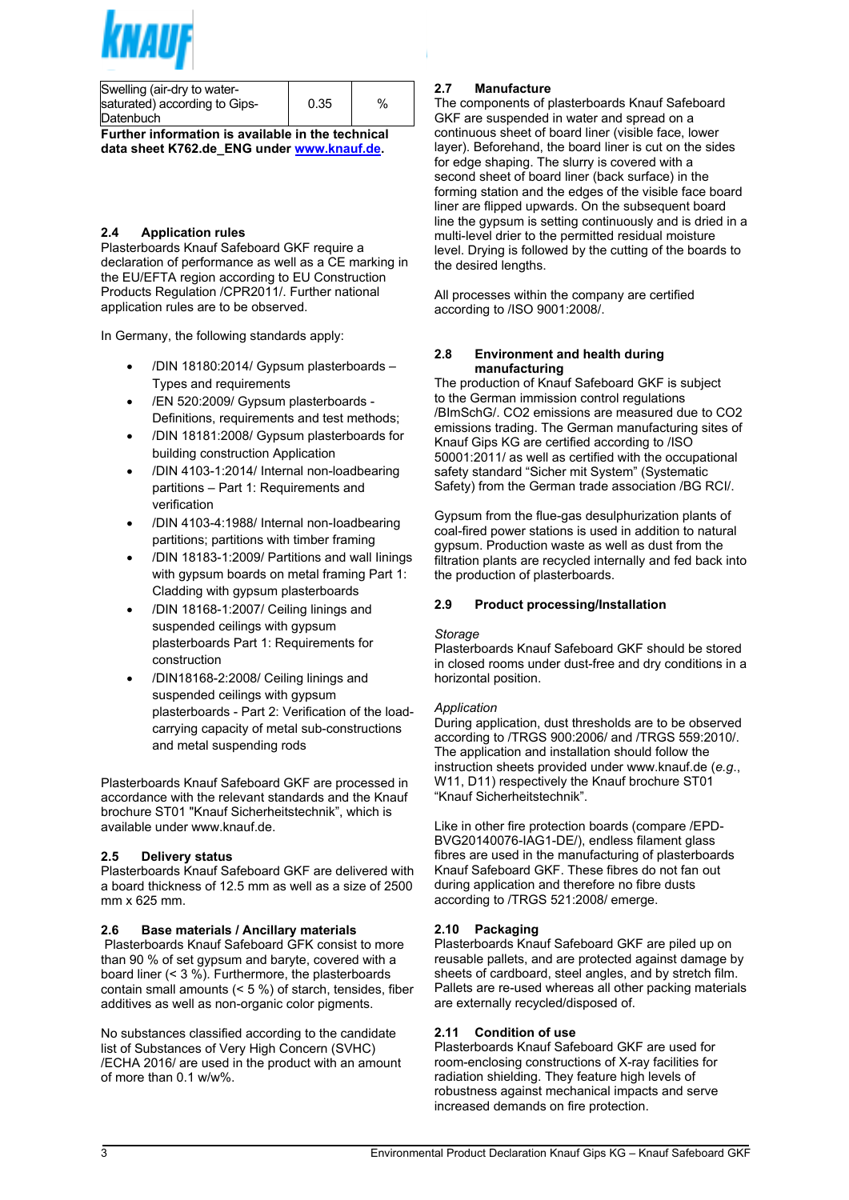| Swelling (air-dry to water-saturated) according to Gips-Datenbuch | 0.35 | % |
|---|---|---|

**Further information is available in the technical data sheet K762.de_ENG under www.knauf.de.**

## 2.4 Application rules

Plasterboards Knauf Safeboard GKF require a declaration of performance as well as a CE marking in the EU/EFTA region according to EU Construction Products Regulation /CPR2011/. Further national application rules are to be observed.

In Germany, the following standards apply:

- /DIN 18180:2014/ Gypsum plasterboards – Types and requirements
- /EN 520:2009/ Gypsum plasterboards - Definitions, requirements and test methods;
- /DIN 18181:2008/ Gypsum plasterboards for building construction Application
- /DIN 4103-1:2014/ Internal non-loadbearing partitions – Part 1: Requirements and verification
- /DIN 4103-4:1988/ Internal non-loadbearing partitions; partitions with timber framing
- /DIN 18183-1:2009/ Partitions and wall linings with gypsum boards on metal framing Part 1: Cladding with gypsum plasterboards
- /DIN 18168-1:2007/ Ceiling linings and suspended ceilings with gypsum plasterboards Part 1: Requirements for construction
- /DIN18168-2:2008/ Ceiling linings and suspended ceilings with gypsum plasterboards - Part 2: Verification of the load-carrying capacity of metal sub-constructions and metal suspending rods

Plasterboards Knauf Safeboard GKF are processed in accordance with the relevant standards and the Knauf brochure ST01 "Knauf Sicherheitstechnik", which is available under www.knauf.de.

## 2.5 Delivery status

Plasterboards Knauf Safeboard GKF are delivered with a board thickness of 12.5 mm as well as a size of 2500 mm x 625 mm.

## 2.6 Base materials / Ancillary materials

Plasterboards Knauf Safeboard GFK consist to more than 90 % of set gypsum and baryte, covered with a board liner (< 3 %). Furthermore, the plasterboards contain small amounts (< 5 %) of starch, tensides, fiber additives as well as non-organic color pigments.

No substances classified according to the candidate list of Substances of Very High Concern (SVHC) /ECHA 2016/ are used in the product with an amount of more than 0.1 w/w%.

## 2.7 Manufacture

The components of plasterboards Knauf Safeboard GKF are suspended in water and spread on a continuous sheet of board liner (visible face, lower layer). Beforehand, the board liner is cut on the sides for edge shaping. The slurry is covered with a second sheet of board liner (back surface) in the forming station and the edges of the visible face board liner are flipped upwards. On the subsequent board line the gypsum is setting continuously and is dried in a multi-level drier to the permitted residual moisture level. Drying is followed by the cutting of the boards to the desired lengths.

All processes within the company are certified according to /ISO 9001:2008/.

## 2.8 Environment and health during manufacturing

The production of Knauf Safeboard GKF is subject to the German immission control regulations /BImSchG/. CO2 emissions are measured due to CO2 emissions trading. The German manufacturing sites of Knauf Gips KG are certified according to /ISO 50001:2011/ as well as certified with the occupational safety standard "Sicher mit System" (Systematic Safety) from the German trade association /BG RCI/.

Gypsum from the flue-gas desulphurization plants of coal-fired power stations is used in addition to natural gypsum. Production waste as well as dust from the filtration plants are recycled internally and fed back into the production of plasterboards.

## 2.9 Product processing/Installation

*Storage*

Plasterboards Knauf Safeboard GKF should be stored in closed rooms under dust-free and dry conditions in a horizontal position.

*Application*

During application, dust thresholds are to be observed according to /TRGS 900:2006/ and /TRGS 559:2010/. The application and installation should follow the instruction sheets provided under www.knauf.de (*e.g.*, W11, D11) respectively the Knauf brochure ST01 "Knauf Sicherheitstechnik".

Like in other fire protection boards (compare /EPD-BVG20140076-IAG1-DE/), endless filament glass fibres are used in the manufacturing of plasterboards Knauf Safeboard GKF. These fibres do not fan out during application and therefore no fibre dusts according to /TRGS 521:2008/ emerge.

## 2.10 Packaging

Plasterboards Knauf Safeboard GKF are piled up on reusable pallets, and are protected against damage by sheets of cardboard, steel angles, and by stretch film. Pallets are re-used whereas all other packing materials are externally recycled/disposed of.

## 2.11 Condition of use

Plasterboards Knauf Safeboard GKF are used for room-enclosing constructions of X-ray facilities for radiation shielding. They feature high levels of robustness against mechanical impacts and serve increased demands on fire protection.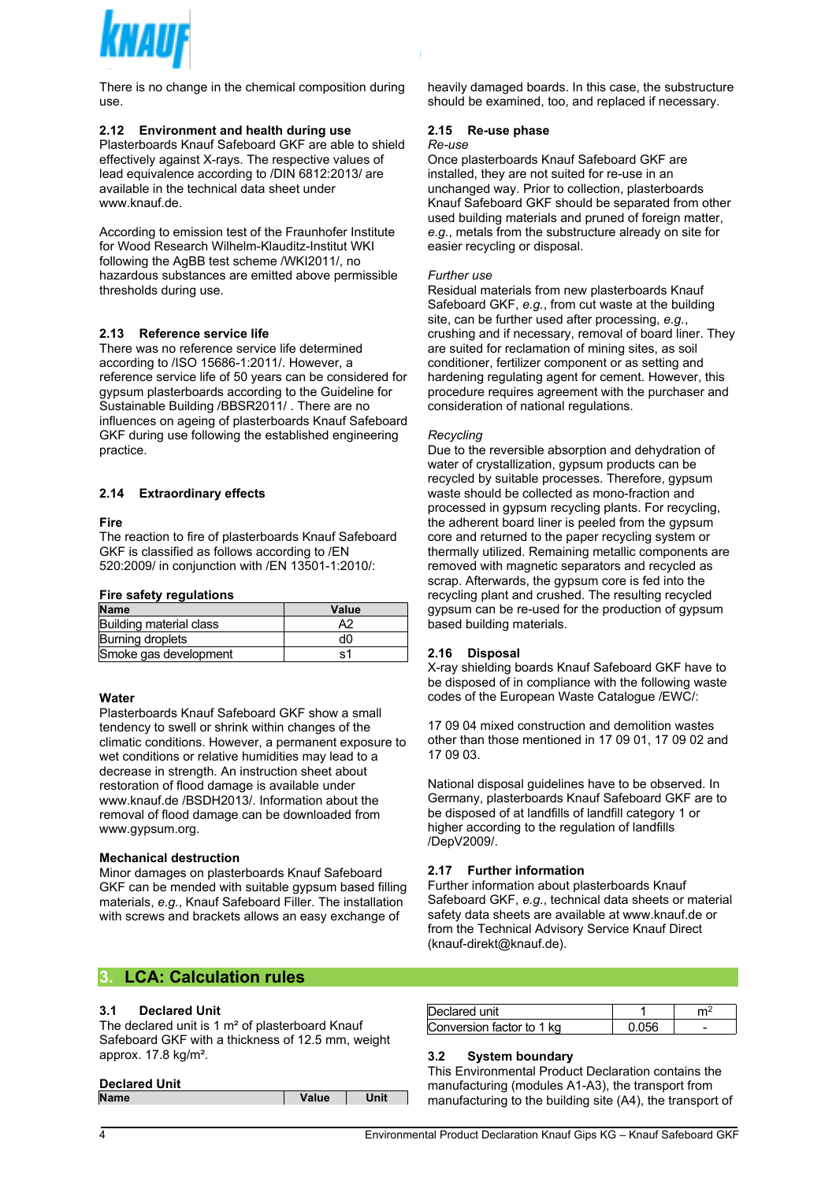There is no change in the chemical composition during use.

### 2.12 Environment and health during use

Plasterboards Knauf Safeboard GKF are able to shield effectively against X-rays. The respective values of lead equivalence according to /DIN 6812:2013/ are available in the technical data sheet under www.knauf.de.

According to emission test of the Fraunhofer Institute for Wood Research Wilhelm-Klauditz-Institut WKI following the AgBB test scheme /WKI2011/, no hazardous substances are emitted above permissible thresholds during use.

### 2.13 Reference service life

There was no reference service life determined according to /ISO 15686-1:2011/. However, a reference service life of 50 years can be considered for gypsum plasterboards according to the Guideline for Sustainable Building /BBSR2011/ . There are no influences on ageing of plasterboards Knauf Safeboard GKF during use following the established engineering practice.

### 2.14 Extraordinary effects

**Fire**

The reaction to fire of plasterboards Knauf Safeboard GKF is classified as follows according to /EN 520:2009/ in conjunction with /EN 13501-1:2010/:

**Fire safety regulations**

| Name | Value |
|---|---|
| Building material class | A2 |
| Burning droplets | d0 |
| Smoke gas development | s1 |

**Water**

Plasterboards Knauf Safeboard GKF show a small tendency to swell or shrink within changes of the climatic conditions. However, a permanent exposure to wet conditions or relative humidities may lead to a decrease in strength. An instruction sheet about restoration of flood damage is available under www.knauf.de /BSDH2013/. Information about the removal of flood damage can be downloaded from www.gypsum.org.

**Mechanical destruction**

Minor damages on plasterboards Knauf Safeboard GKF can be mended with suitable gypsum based filling materials, *e.g.*, Knauf Safeboard Filler. The installation with screws and brackets allows an easy exchange of heavily damaged boards. In this case, the substructure should be examined, too, and replaced if necessary.

### 2.15 Re-use phase

*Re-use*

Once plasterboards Knauf Safeboard GKF are installed, they are not suited for re-use in an unchanged way. Prior to collection, plasterboards Knauf Safeboard GKF should be separated from other used building materials and pruned of foreign matter, *e.g.*, metals from the substructure already on site for easier recycling or disposal.

*Further use*

Residual materials from new plasterboards Knauf Safeboard GKF, *e.g.*, from cut waste at the building site, can be further used after processing, *e.g.*, crushing and if necessary, removal of board liner. They are suited for reclamation of mining sites, as soil conditioner, fertilizer component or as setting and hardening regulating agent for cement. However, this procedure requires agreement with the purchaser and consideration of national regulations.

*Recycling*

Due to the reversible absorption and dehydration of water of crystallization, gypsum products can be recycled by suitable processes. Therefore, gypsum waste should be collected as mono-fraction and processed in gypsum recycling plants. For recycling, the adherent board liner is peeled from the gypsum core and returned to the paper recycling system or thermally utilized. Remaining metallic components are removed with magnetic separators and recycled as scrap. Afterwards, the gypsum core is fed into the recycling plant and crushed. The resulting recycled gypsum can be re-used for the production of gypsum based building materials.

### 2.16 Disposal

X-ray shielding boards Knauf Safeboard GKF have to be disposed of in compliance with the following waste codes of the European Waste Catalogue /EWC/:

17 09 04 mixed construction and demolition wastes other than those mentioned in 17 09 01, 17 09 02 and 17 09 03.

National disposal guidelines have to be observed. In Germany, plasterboards Knauf Safeboard GKF are to be disposed of at landfills of landfill category 1 or higher according to the regulation of landfills /DepV2009/.

### 2.17 Further information

Further information about plasterboards Knauf Safeboard GKF, *e.g.*, technical data sheets or material safety data sheets are available at www.knauf.de or from the Technical Advisory Service Knauf Direct (knauf-direkt@knauf.de).

## 3. LCA: Calculation rules

### 3.1 Declared Unit

The declared unit is 1 m² of plasterboard Knauf Safeboard GKF with a thickness of 12.5 mm, weight approx. 17.8 kg/m².

**Declared Unit**

| Name | Value | Unit |
|---|---|---|
| Declared unit | 1 | m² |
| Conversion factor to 1 kg | 0.056 | - |

### 3.2 System boundary

This Environmental Product Declaration contains the manufacturing (modules A1-A3), the transport from manufacturing to the building site (A4), the transport of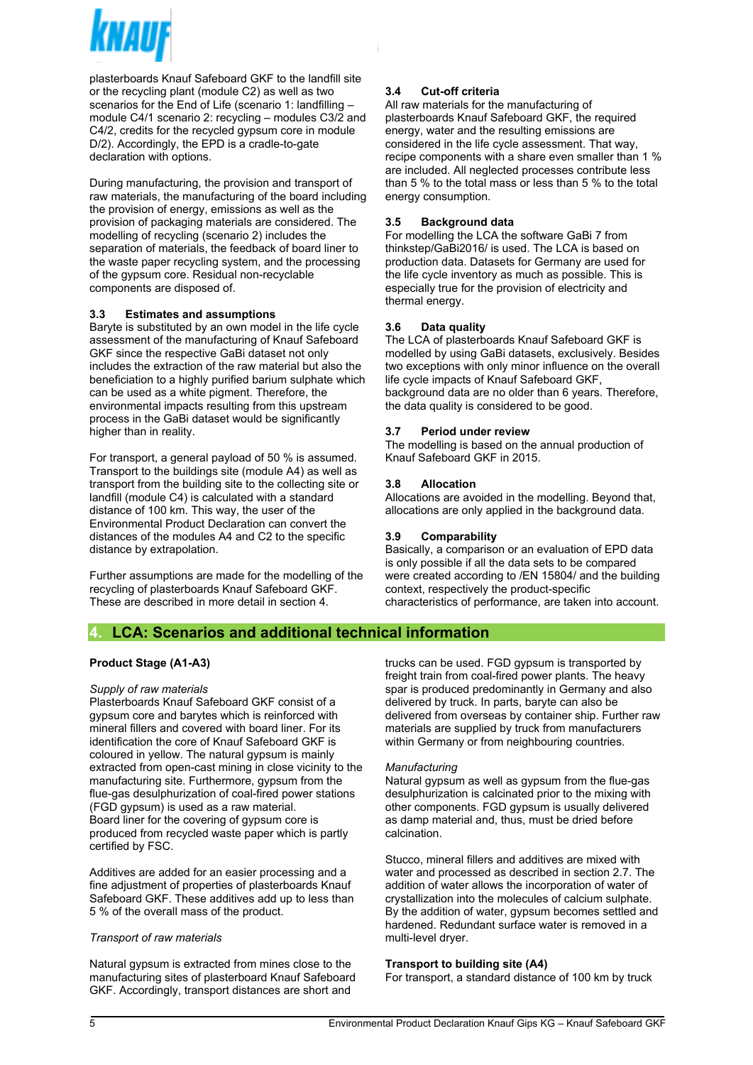plasterboards Knauf Safeboard GKF to the landfill site or the recycling plant (module C2) as well as two scenarios for the End of Life (scenario 1: landfilling – module C4/1 scenario 2: recycling – modules C3/2 and C4/2, credits for the recycled gypsum core in module D/2). Accordingly, the EPD is a cradle-to-gate declaration with options.

During manufacturing, the provision and transport of raw materials, the manufacturing of the board including the provision of energy, emissions as well as the provision of packaging materials are considered. The modelling of recycling (scenario 2) includes the separation of materials, the feedback of board liner to the waste paper recycling system, and the processing of the gypsum core. Residual non-recyclable components are disposed of.

### 3.3 Estimates and assumptions

Baryte is substituted by an own model in the life cycle assessment of the manufacturing of Knauf Safeboard GKF since the respective GaBi dataset not only includes the extraction of the raw material but also the beneficiation to a highly purified barium sulphate which can be used as a white pigment. Therefore, the environmental impacts resulting from this upstream process in the GaBi dataset would be significantly higher than in reality.

For transport, a general payload of 50 % is assumed. Transport to the buildings site (module A4) as well as transport from the building site to the collecting site or landfill (module C4) is calculated with a standard distance of 100 km. This way, the user of the Environmental Product Declaration can convert the distances of the modules A4 and C2 to the specific distance by extrapolation.

Further assumptions are made for the modelling of the recycling of plasterboards Knauf Safeboard GKF. These are described in more detail in section 4.

### 3.4 Cut-off criteria

All raw materials for the manufacturing of plasterboards Knauf Safeboard GKF, the required energy, water and the resulting emissions are considered in the life cycle assessment. That way, recipe components with a share even smaller than 1 % are included. All neglected processes contribute less than 5 % to the total mass or less than 5 % to the total energy consumption.

### 3.5 Background data

For modelling the LCA the software GaBi 7 from thinkstep/GaBi2016/ is used. The LCA is based on production data. Datasets for Germany are used for the life cycle inventory as much as possible. This is especially true for the provision of electricity and thermal energy.

### 3.6 Data quality

The LCA of plasterboards Knauf Safeboard GKF is modelled by using GaBi datasets, exclusively. Besides two exceptions with only minor influence on the overall life cycle impacts of Knauf Safeboard GKF, background data are no older than 6 years. Therefore, the data quality is considered to be good.

### 3.7 Period under review

The modelling is based on the annual production of Knauf Safeboard GKF in 2015.

### 3.8 Allocation

Allocations are avoided in the modelling. Beyond that, allocations are only applied in the background data.

### 3.9 Comparability

Basically, a comparison or an evaluation of EPD data is only possible if all the data sets to be compared were created according to /EN 15804/ and the building context, respectively the product-specific characteristics of performance, are taken into account.

## 4. LCA: Scenarios and additional technical information

**Product Stage (A1-A3)**

*Supply of raw materials*

Plasterboards Knauf Safeboard GKF consist of a gypsum core and barytes which is reinforced with mineral fillers and covered with board liner. For its identification the core of Knauf Safeboard GKF is coloured in yellow. The natural gypsum is mainly extracted from open-cast mining in close vicinity to the manufacturing site. Furthermore, gypsum from the flue-gas desulphurization of coal-fired power stations (FGD gypsum) is used as a raw material.
Board liner for the covering of gypsum core is produced from recycled waste paper which is partly certified by FSC.

Additives are added for an easier processing and a fine adjustment of properties of plasterboards Knauf Safeboard GKF. These additives add up to less than 5 % of the overall mass of the product.

*Transport of raw materials*

Natural gypsum is extracted from mines close to the manufacturing sites of plasterboard Knauf Safeboard GKF. Accordingly, transport distances are short and trucks can be used. FGD gypsum is transported by freight train from coal-fired power plants. The heavy spar is produced predominantly in Germany and also delivered by truck. In parts, baryte can also be delivered from overseas by container ship. Further raw materials are supplied by truck from manufacturers within Germany or from neighbouring countries.

*Manufacturing*

Natural gypsum as well as gypsum from the flue-gas desulphurization is calcinated prior to the mixing with other components. FGD gypsum is usually delivered as damp material and, thus, must be dried before calcination.

Stucco, mineral fillers and additives are mixed with water and processed as described in section 2.7. The addition of water allows the incorporation of water of crystallization into the molecules of calcium sulphate. By the addition of water, gypsum becomes settled and hardened. Redundant surface water is removed in a multi-level dryer.

**Transport to building site (A4)**

For transport, a standard distance of 100 km by truck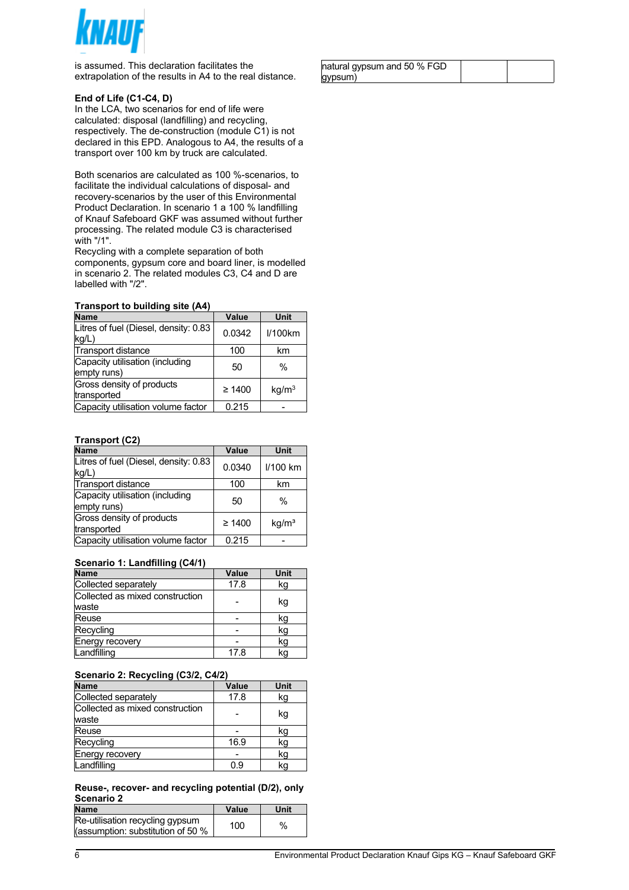is assumed. This declaration facilitates the extrapolation of the results in A4 to the real distance.

**End of Life (C1-C4, D)**
In the LCA, two scenarios for end of life were calculated: disposal (landfilling) and recycling, respectively. The de-construction (module C1) is not declared in this EPD. Analogous to A4, the results of a transport over 100 km by truck are calculated.

Both scenarios are calculated as 100 %-scenarios, to facilitate the individual calculations of disposal- and recovery-scenarios by the user of this Environmental Product Declaration. In scenario 1 a 100 % landfilling of Knauf Safeboard GKF was assumed without further processing. The related module C3 is characterised with "/1".
Recycling with a complete separation of both components, gypsum core and board liner, is modelled in scenario 2. The related modules C3, C4 and D are labelled with "/2".

**Transport to building site (A4)**

| Name | Value | Unit |
|---|---|---|
| Litres of fuel (Diesel, density: 0.83 kg/L) | 0.0342 | l/100km |
| Transport distance | 100 | km |
| Capacity utilisation (including empty runs) | 50 | % |
| Gross density of products transported | ≥ 1400 | kg/m³ |
| Capacity utilisation volume factor | 0.215 | - |

**Transport (C2)**

| Name | Value | Unit |
|---|---|---|
| Litres of fuel (Diesel, density: 0.83 kg/L) | 0.0340 | l/100 km |
| Transport distance | 100 | km |
| Capacity utilisation (including empty runs) | 50 | % |
| Gross density of products transported | ≥ 1400 | kg/m³ |
| Capacity utilisation volume factor | 0.215 | - |

**Scenario 1: Landfilling (C4/1)**

| Name | Value | Unit |
|---|---|---|
| Collected separately | 17.8 | kg |
| Collected as mixed construction waste | - | kg |
| Reuse | - | kg |
| Recycling | - | kg |
| Energy recovery | - | kg |
| Landfilling | 17.8 | kg |

**Scenario 2: Recycling (C3/2, C4/2)**

| Name | Value | Unit |
|---|---|---|
| Collected separately | 17.8 | kg |
| Collected as mixed construction waste | - | kg |
| Reuse | - | kg |
| Recycling | 16.9 | kg |
| Energy recovery | - | kg |
| Landfilling | 0.9 | kg |

**Reuse-, recover- and recycling potential (D/2), only Scenario 2**

| Name | Value | Unit |
|---|---|---|
| Re-utilisation recycling gypsum (assumption: substitution of 50 % natural gypsum and 50 % FGD gypsum) | 100 | % |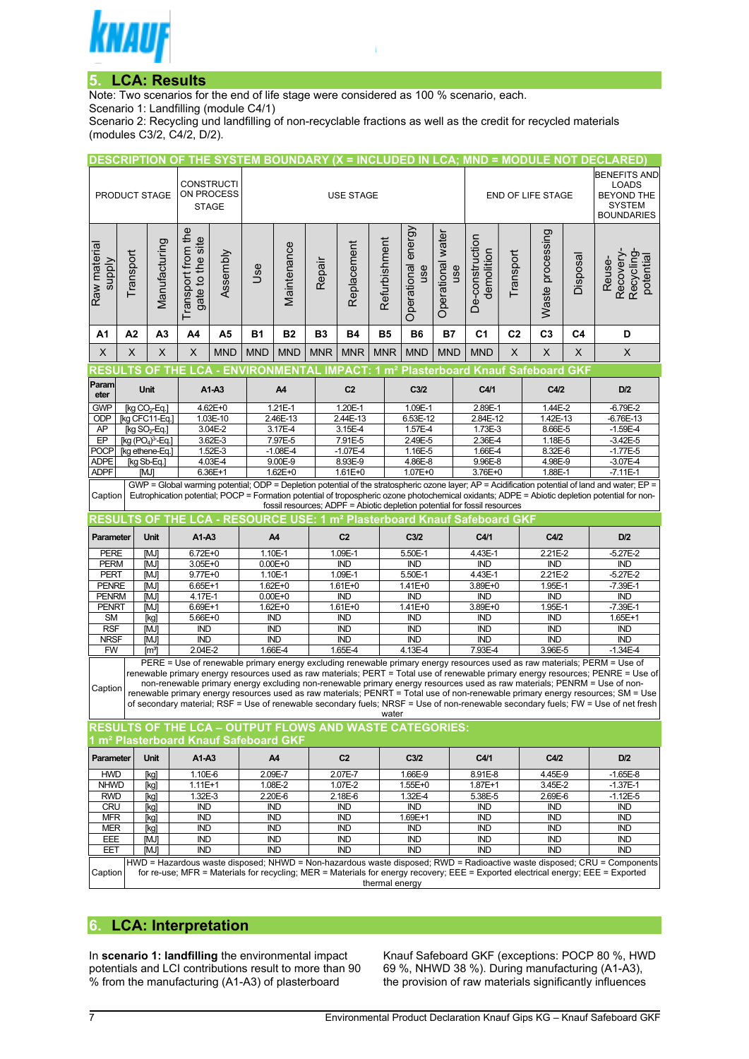## 5. LCA: Results

Note: Two scenarios for the end of life stage were considered as 100 % scenario, each.
Scenario 1: Landfilling (module C4/1)
Scenario 2: Recycling und landfilling of non-recyclable fractions as well as the credit for recycled materials (modules C3/2, C4/2, D/2).

**DESCRIPTION OF THE SYSTEM BOUNDARY (X = INCLUDED IN LCA; MND = MODULE NOT DECLARED)**

| PRODUCT STAGE | | | CONSTRUCTION PROCESS STAGE | | USE STAGE | | | | | | | END OF LIFE STAGE | | | | BENEFITS AND LOADS BEYOND THE SYSTEM BOUNDARIES |
|---|---|---|---|---|---|---|---|---|---|---|---|---|---|---|---|---|
| Raw material supply | Transport | Manufacturing | Transport from the gate to the site | Assembly | Use | Maintenance | Repair | Replacement | Refurbishment | Operational energy use | Operational water use | De-construction demolition | Transport | Waste processing | Disposal | Reuse-Recovery-Recycling-potential |
| A1 | A2 | A3 | A4 | A5 | B1 | B2 | B3 | B4 | B5 | B6 | B7 | C1 | C2 | C3 | C4 | D |
| X | X | X | X | MND | MND | MND | MNR | MNR | MNR | MND | MND | MND | X | X | X | X |

**RESULTS OF THE LCA - ENVIRONMENTAL IMPACT: 1 m² Plasterboard Knauf Safeboard GKF**

| Parameter | Unit | A1-A3 | A4 | C2 | C3/2 | C4/1 | C4/2 | D/2 |
|---|---|---|---|---|---|---|---|---|
| GWP | [kg $CO_2$-Eq.] | 4.62E+0 | 1.21E-1 | 1.20E-1 | 1.09E-1 | 2.89E-1 | 1.44E-2 | -6.79E-2 |
| ODP | [kg CFC11-Eq.] | 1.03E-10 | 2.46E-13 | 2.44E-13 | 6.53E-12 | 2.84E-12 | 1.42E-13 | -6.76E-13 |
| AP | [kg $SO_2$-Eq.] | 3.04E-2 | 3.17E-4 | 3.15E-4 | 1.57E-4 | 1.73E-3 | 8.66E-5 | -1.59E-4 |
| EP | [kg $(PO_4)^{3-}$-Eq.] | 3.62E-3 | 7.97E-5 | 7.91E-5 | 2.49E-5 | 2.36E-4 | 1.18E-5 | -3.42E-5 |
| POCP | [kg ethene-Eq.] | 1.52E-3 | -1.08E-4 | -1.07E-4 | 1.16E-5 | 1.66E-4 | 8.32E-6 | -1.77E-5 |
| ADPE | [kg Sb-Eq.] | 4.03E-4 | 9.00E-9 | 8.93E-9 | 4.86E-8 | 9.96E-8 | 4.98E-9 | -3.07E-4 |
| ADPF | [MJ] | 6.36E+1 | 1.62E+0 | 1.61E+0 | 1.07E+0 | 3.76E+0 | 1.88E-1 | -7.11E-1 |

Caption: GWP = Global warming potential; ODP = Depletion potential of the stratospheric ozone layer; AP = Acidification potential of land and water; EP = Eutrophication potential; POCP = Formation potential of tropospheric ozone photochemical oxidants; ADPE = Abiotic depletion potential for non-fossil resources; ADPF = Abiotic depletion potential for fossil resources

**RESULTS OF THE LCA - RESOURCE USE: 1 m² Plasterboard Knauf Safeboard GKF**

| Parameter | Unit | A1-A3 | A4 | C2 | C3/2 | C4/1 | C4/2 | D/2 |
|---|---|---|---|---|---|---|---|---|
| PERE | [MJ] | 6.72E+0 | 1.10E-1 | 1.09E-1 | 5.50E-1 | 4.43E-1 | 2.21E-2 | -5.27E-2 |
| PERM | [MJ] | 3.05E+0 | 0.00E+0 | IND | IND | IND | IND | IND |
| PERT | [MJ] | 9.77E+0 | 1.10E-1 | 1.09E-1 | 5.50E-1 | 4.43E-1 | 2.21E-2 | -5.27E-2 |
| PENRE | [MJ] | 6.65E+1 | 1.62E+0 | 1.61E+0 | 1.41E+0 | 3.89E+0 | 1.95E-1 | -7.39E-1 |
| PENRM | [MJ] | 4.17E-1 | 0.00E+0 | IND | IND | IND | IND | IND |
| PENRT | [MJ] | 6.69E+1 | 1.62E+0 | 1.61E+0 | 1.41E+0 | 3.89E+0 | 1.95E-1 | -7.39E-1 |
| SM | [kg] | 5.66E+0 | IND | IND | IND | IND | IND | 1.65E+1 |
| RSF | [MJ] | IND | IND | IND | IND | IND | IND | IND |
| NRSF | [MJ] | IND | IND | IND | IND | IND | IND | IND |
| FW | [m³] | 2.04E-2 | 1.66E-4 | 1.65E-4 | 4.13E-4 | 7.93E-4 | 3.96E-5 | -1.34E-4 |

Caption: PERE = Use of renewable primary energy excluding renewable primary energy resources used as raw materials; PERM = Use of renewable primary energy resources used as raw materials; PERT = Total use of renewable primary energy resources; PENRE = Use of non-renewable primary energy excluding non-renewable primary energy resources used as raw materials; PENRM = Use of non-renewable primary energy resources used as raw materials; PENRT = Total use of non-renewable primary energy resources; SM = Use of secondary material; RSF = Use of renewable secondary fuels; NRSF = Use of non-renewable secondary fuels; FW = Use of net fresh water

**RESULTS OF THE LCA – OUTPUT FLOWS AND WASTE CATEGORIES: 1 m² Plasterboard Knauf Safeboard GKF**

| Parameter | Unit | A1-A3 | A4 | C2 | C3/2 | C4/1 | C4/2 | D/2 |
|---|---|---|---|---|---|---|---|---|
| HWD | [kg] | 1.10E-6 | 2.09E-7 | 2.07E-7 | 1.66E-9 | 8.91E-8 | 4.45E-9 | -1.65E-8 |
| NHWD | [kg] | 1.11E+1 | 1.08E-2 | 1.07E-2 | 1.55E+0 | 1.87E+1 | 3.45E-2 | -1.37E-1 |
| RWD | [kg] | 1.32E-3 | 2.20E-6 | 2.18E-6 | 1.32E-4 | 5.38E-5 | 2.69E-6 | -1.12E-5 |
| CRU | [kg] | IND | IND | IND | IND | IND | IND | IND |
| MFR | [kg] | IND | IND | IND | 1.69E+1 | IND | IND | IND |
| MER | [kg] | IND | IND | IND | IND | IND | IND | IND |
| EEE | [MJ] | IND | IND | IND | IND | IND | IND | IND |
| EET | [MJ] | IND | IND | IND | IND | IND | IND | IND |

Caption: HWD = Hazardous waste disposed; NHWD = Non-hazardous waste disposed; RWD = Radioactive waste disposed; CRU = Components for re-use; MFR = Materials for recycling; MER = Materials for energy recovery; EEE = Exported electrical energy; EEE = Exported thermal energy

## 6. LCA: Interpretation

In **scenario 1: landfilling** the environmental impact potentials and LCI contributions result to more than 90 % from the manufacturing (A1-A3) of plasterboard Knauf Safeboard GKF (exceptions: POCP 80 %, HWD 69 %, NHWD 38 %). During manufacturing (A1-A3), the provision of raw materials significantly influences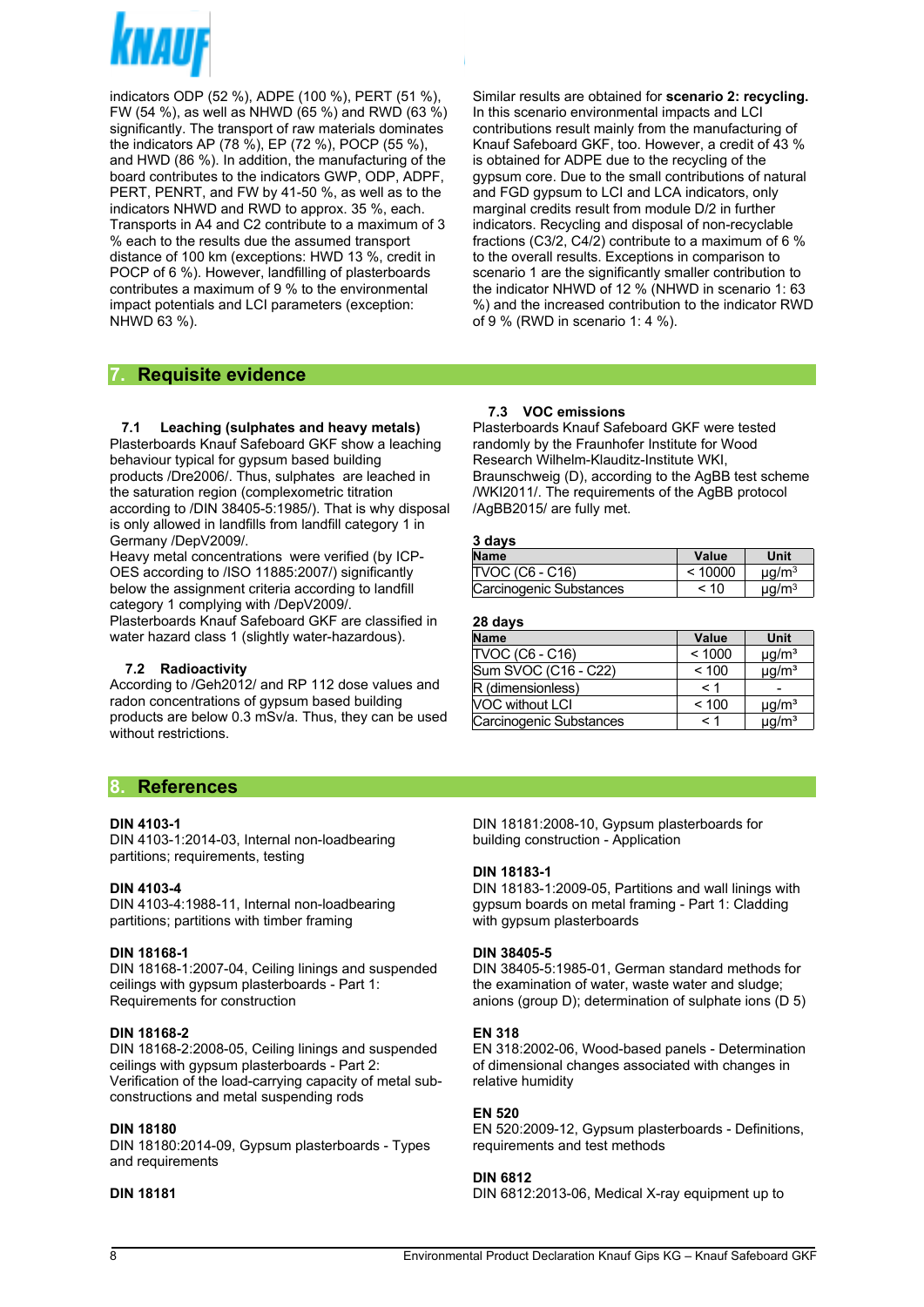indicators ODP (52 %), ADPE (100 %), PERT (51 %), FW (54 %), as well as NHWD (65 %) and RWD (63 %) significantly. The transport of raw materials dominates the indicators AP (78 %), EP (72 %), POCP (55 %), and HWD (86 %). In addition, the manufacturing of the board contributes to the indicators GWP, ODP, ADPF, PERT, PENRT, and FW by 41-50 %, as well as to the indicators NHWD and RWD to approx. 35 %, each. Transports in A4 and C2 contribute to a maximum of 3 % each to the results due the assumed transport distance of 100 km (exceptions: HWD 13 %, credit in POCP of 6 %). However, landfilling of plasterboards contributes a maximum of 9 % to the environmental impact potentials and LCI parameters (exception: NHWD 63 %).

Similar results are obtained for **scenario 2: recycling.** In this scenario environmental impacts and LCI contributions result mainly from the manufacturing of Knauf Safeboard GKF, too. However, a credit of 43 % is obtained for ADPE due to the recycling of the gypsum core. Due to the small contributions of natural and FGD gypsum to LCI and LCA indicators, only marginal credits result from module D/2 in further indicators. Recycling and disposal of non-recyclable fractions (C3/2, C4/2) contribute to a maximum of 6 % to the overall results. Exceptions in comparison to scenario 1 are the significantly smaller contribution to the indicator NHWD of 12 % (NHWD in scenario 1: 63 %) and the increased contribution to the indicator RWD of 9 % (RWD in scenario 1: 4 %).

## 7. Requisite evidence

### 7.1 Leaching (sulphates and heavy metals)

Plasterboards Knauf Safeboard GKF show a leaching behaviour typical for gypsum based building products /Dre2006/. Thus, sulphates are leached in the saturation region (complexometric titration according to /DIN 38405-5:1985/). That is why disposal is only allowed in landfills from landfill category 1 in Germany /DepV2009/.
Heavy metal concentrations were verified (by ICP-OES according to /ISO 11885:2007/) significantly below the assignment criteria according to landfill category 1 complying with /DepV2009/.
Plasterboards Knauf Safeboard GKF are classified in water hazard class 1 (slightly water-hazardous).

### 7.2 Radioactivity

According to /Geh2012/ and RP 112 dose values and radon concentrations of gypsum based building products are below 0.3 mSv/a. Thus, they can be used without restrictions.

### 7.3 VOC emissions

Plasterboards Knauf Safeboard GKF were tested randomly by the Fraunhofer Institute for Wood Research Wilhelm-Klauditz-Institute WKI, Braunschweig (D), according to the AgBB test scheme /WKI2011/. The requirements of the AgBB protocol /AgBB2015/ are fully met.

**3 days**

| Name | Value | Unit |
|---|---|---|
| TVOC (C6 - C16) | < 10000 | µg/m³ |
| Carcinogenic Substances | < 10 | µg/m³ |

**28 days**

| Name | Value | Unit |
|---|---|---|
| TVOC (C6 - C16) | < 1000 | µg/m³ |
| Sum SVOC (C16 - C22) | < 100 | µg/m³ |
| R (dimensionless) | < 1 | - |
| VOC without LCI | < 100 | µg/m³ |
| Carcinogenic Substances | < 1 | µg/m³ |

## 8. References

**DIN 4103-1**
DIN 4103-1:2014-03, Internal non-loadbearing partitions; requirements, testing

**DIN 4103-4**
DIN 4103-4:1988-11, Internal non-loadbearing partitions; partitions with timber framing

**DIN 18168-1**
DIN 18168-1:2007-04, Ceiling linings and suspended ceilings with gypsum plasterboards - Part 1: Requirements for construction

**DIN 18168-2**
DIN 18168-2:2008-05, Ceiling linings and suspended ceilings with gypsum plasterboards - Part 2: Verification of the load-carrying capacity of metal sub-constructions and metal suspending rods

**DIN 18180**
DIN 18180:2014-09, Gypsum plasterboards - Types and requirements

**DIN 18181**
DIN 18181:2008-10, Gypsum plasterboards for building construction - Application

**DIN 18183-1**
DIN 18183-1:2009-05, Partitions and wall linings with gypsum boards on metal framing - Part 1: Cladding with gypsum plasterboards

**DIN 38405-5**
DIN 38405-5:1985-01, German standard methods for the examination of water, waste water and sludge; anions (group D); determination of sulphate ions (D 5)

**EN 318**
EN 318:2002-06, Wood-based panels - Determination of dimensional changes associated with changes in relative humidity

**EN 520**
EN 520:2009-12, Gypsum plasterboards - Definitions, requirements and test methods

**DIN 6812**
DIN 6812:2013-06, Medical X-ray equipment up to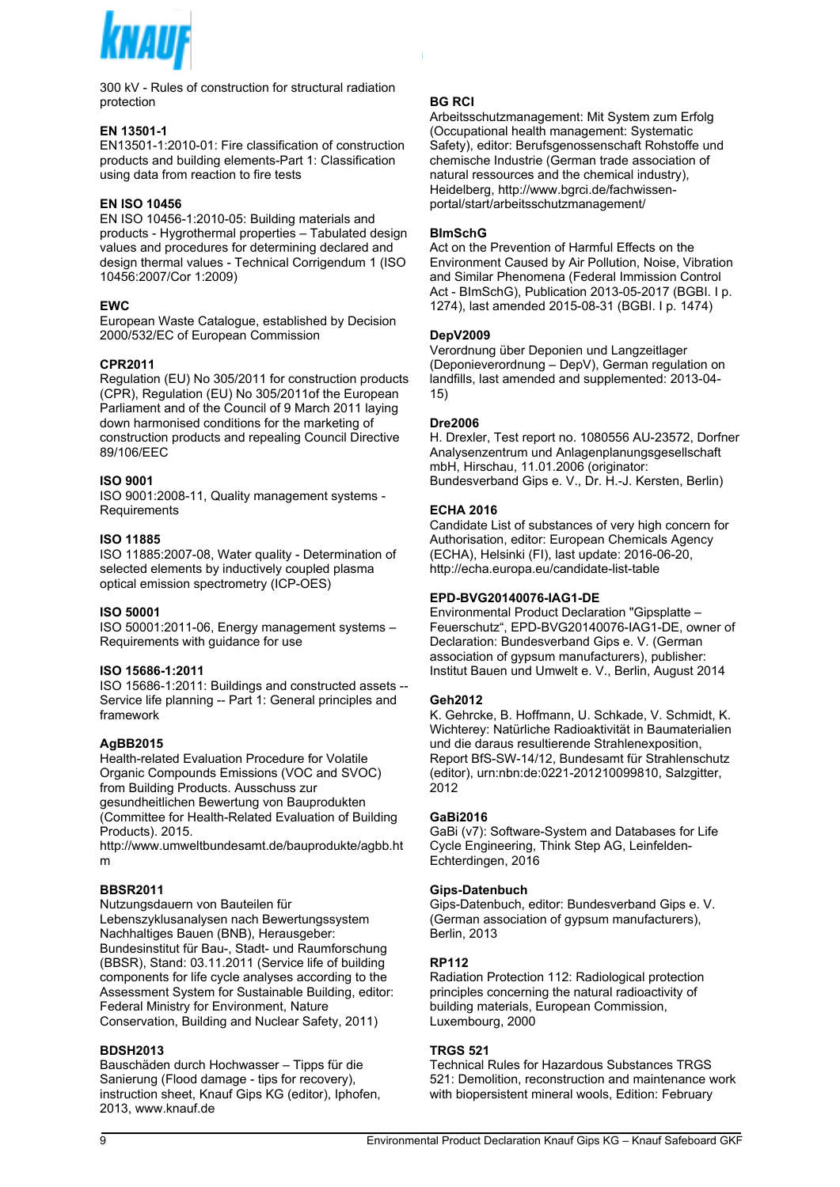300 kV - Rules of construction for structural radiation protection

**EN 13501-1**
EN13501-1:2010-01: Fire classification of construction products and building elements-Part 1: Classification using data from reaction to fire tests

**EN ISO 10456**
EN ISO 10456-1:2010-05: Building materials and products - Hygrothermal properties – Tabulated design values and procedures for determining declared and design thermal values - Technical Corrigendum 1 (ISO 10456:2007/Cor 1:2009)

**EWC**
European Waste Catalogue, established by Decision 2000/532/EC of European Commission

**CPR2011**
Regulation (EU) No 305/2011 for construction products (CPR), Regulation (EU) No 305/2011of the European Parliament and of the Council of 9 March 2011 laying down harmonised conditions for the marketing of construction products and repealing Council Directive 89/106/EEC

**ISO 9001**
ISO 9001:2008-11, Quality management systems - Requirements

**ISO 11885**
ISO 11885:2007-08, Water quality - Determination of selected elements by inductively coupled plasma optical emission spectrometry (ICP-OES)

**ISO 50001**
ISO 50001:2011-06, Energy management systems – Requirements with guidance for use

**ISO 15686-1:2011**
ISO 15686-1:2011: Buildings and constructed assets -- Service life planning -- Part 1: General principles and framework

**AgBB2015**
Health-related Evaluation Procedure for Volatile Organic Compounds Emissions (VOC and SVOC) from Building Products. Ausschuss zur gesundheitlichen Bewertung von Bauprodukten (Committee for Health-Related Evaluation of Building Products). 2015.
http://www.umweltbundesamt.de/bauprodukte/agbb.htm

**BBSR2011**
Nutzungsdauern von Bauteilen für Lebenszyklusanalysen nach Bewertungssystem Nachhaltiges Bauen (BNB), Herausgeber: Bundesinstitut für Bau-, Stadt- und Raumforschung (BBSR), Stand: 03.11.2011 (Service life of building components for life cycle analyses according to the Assessment System for Sustainable Building, editor: Federal Ministry for Environment, Nature Conservation, Building and Nuclear Safety, 2011)

**BDSH2013**
Bauschäden durch Hochwasser – Tipps für die Sanierung (Flood damage - tips for recovery), instruction sheet, Knauf Gips KG (editor), Iphofen, 2013, www.knauf.de

**BG RCI**
Arbeitsschutzmanagement: Mit System zum Erfolg (Occupational health management: Systematic Safety), editor: Berufsgenossenschaft Rohstoffe und chemische Industrie (German trade association of natural ressources and the chemical industry), Heidelberg, http://www.bgrci.de/fachwissen-portal/start/arbeitsschutzmanagement/

**BImSchG**
Act on the Prevention of Harmful Effects on the Environment Caused by Air Pollution, Noise, Vibration and Similar Phenomena (Federal Immission Control Act - BImSchG), Publication 2013-05-2017 (BGBI. I p. 1274), last amended 2015-08-31 (BGBI. I p. 1474)

**DepV2009**
Verordnung über Deponien und Langzeitlager (Deponieverordnung – DepV), German regulation on landfills, last amended and supplemented: 2013-04-15)

**Dre2006**
H. Drexler, Test report no. 1080556 AU-23572, Dorfner Analysenzentrum und Anlagenplanungsgesellschaft mbH, Hirschau, 11.01.2006 (originator: Bundesverband Gips e. V., Dr. H.-J. Kersten, Berlin)

**ECHA 2016**
Candidate List of substances of very high concern for Authorisation, editor: European Chemicals Agency (ECHA), Helsinki (FI), last update: 2016-06-20, http://echa.europa.eu/candidate-list-table

**EPD-BVG20140076-IAG1-DE**
Environmental Product Declaration "Gipsplatte – Feuerschutz", EPD-BVG20140076-IAG1-DE, owner of Declaration: Bundesverband Gips e. V. (German association of gypsum manufacturers), publisher: Institut Bauen und Umwelt e. V., Berlin, August 2014

**Geh2012**
K. Gehrcke, B. Hoffmann, U. Schkade, V. Schmidt, K. Wichterey: Natürliche Radioaktivität in Baumaterialien und die daraus resultierende Strahlenexposition, Report BfS-SW-14/12, Bundesamt für Strahlenschutz (editor), urn:nbn:de:0221-201210099810, Salzgitter, 2012

**GaBi2016**
GaBi (v7): Software-System and Databases for Life Cycle Engineering, Think Step AG, Leinfelden-Echterdingen, 2016

**Gips-Datenbuch**
Gips-Datenbuch, editor: Bundesverband Gips e. V. (German association of gypsum manufacturers), Berlin, 2013

**RP112**
Radiation Protection 112: Radiological protection principles concerning the natural radioactivity of building materials, European Commission, Luxembourg, 2000

**TRGS 521**
Technical Rules for Hazardous Substances TRGS 521: Demolition, reconstruction and maintenance work with biopersistent mineral wools, Edition: February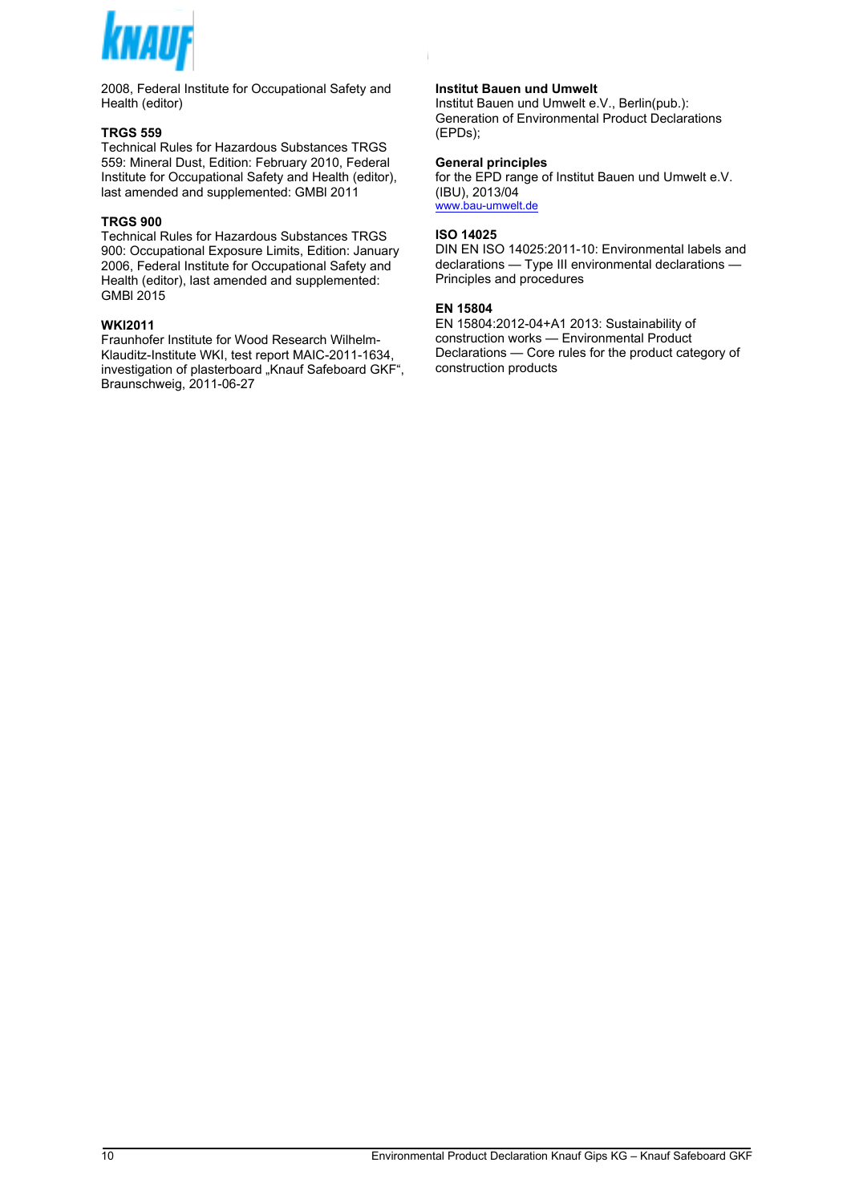2008, Federal Institute for Occupational Safety and Health (editor)

**TRGS 559**
Technical Rules for Hazardous Substances TRGS 559: Mineral Dust, Edition: February 2010, Federal Institute for Occupational Safety and Health (editor), last amended and supplemented: GMBl 2011

**TRGS 900**
Technical Rules for Hazardous Substances TRGS 900: Occupational Exposure Limits, Edition: January 2006, Federal Institute for Occupational Safety and Health (editor), last amended and supplemented: GMBl 2015

**WKI2011**
Fraunhofer Institute for Wood Research Wilhelm-Klauditz-Institute WKI, test report MAIC-2011-1634, investigation of plasterboard „Knauf Safeboard GKF", Braunschweig, 2011-06-27

**Institut Bauen und Umwelt**
Institut Bauen und Umwelt e.V., Berlin(pub.): Generation of Environmental Product Declarations (EPDs);

**General principles**
for the EPD range of Institut Bauen und Umwelt e.V. (IBU), 2013/04
www.bau-umwelt.de

**ISO 14025**
DIN EN ISO 14025:2011-10: Environmental labels and declarations — Type III environmental declarations — Principles and procedures

**EN 15804**
EN 15804:2012-04+A1 2013: Sustainability of construction works — Environmental Product Declarations — Core rules for the product category of construction products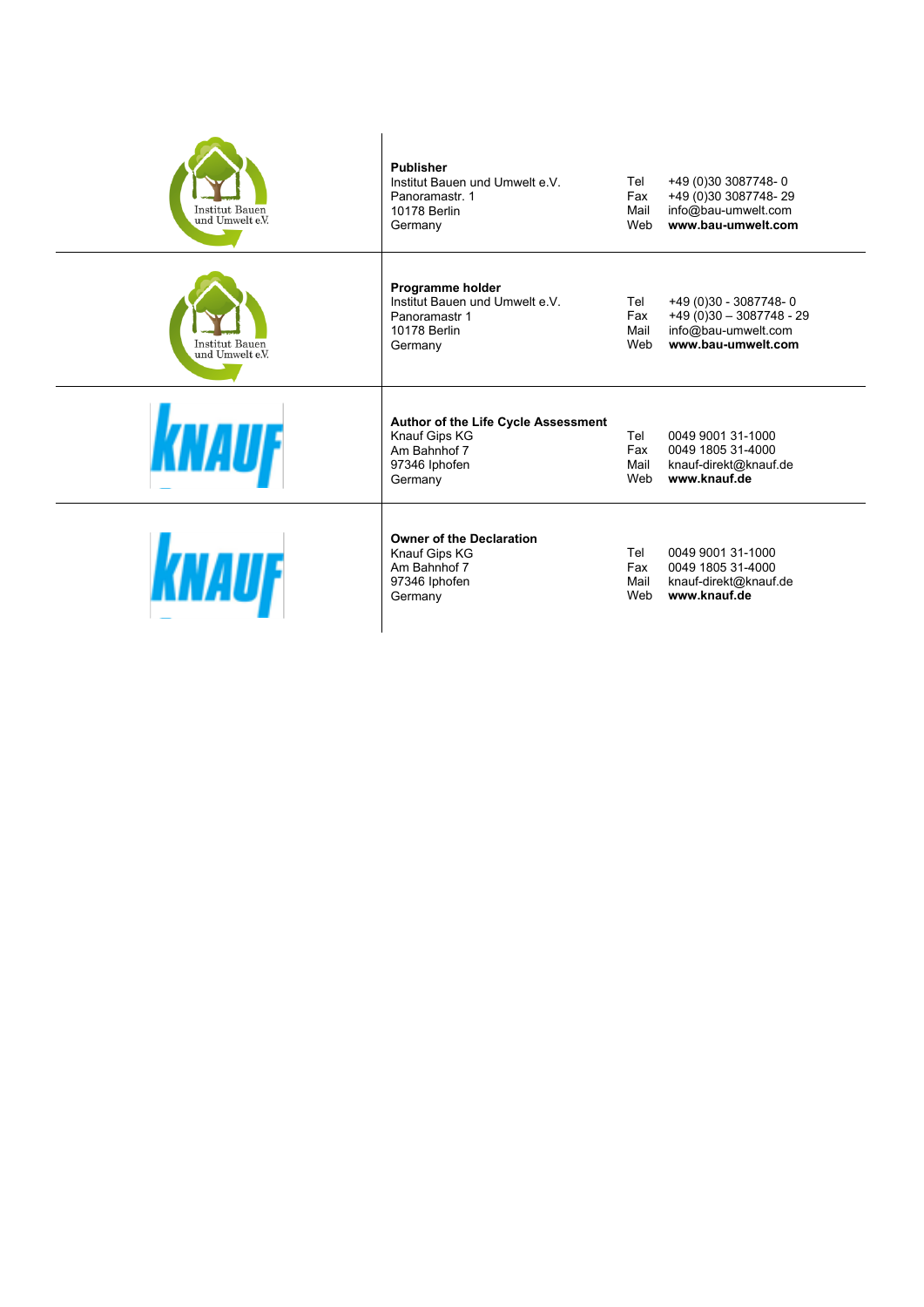**Publisher**
Institut Bauen und Umwelt e.V.
Panoramastr. 1
10178 Berlin
Germany

| | |
|---|---|
| Tel | +49 (0)30 3087748- 0 |
| Fax | +49 (0)30 3087748- 29 |
| Mail | info@bau-umwelt.com |
| Web | **www.bau-umwelt.com** |

**Programme holder**
Institut Bauen und Umwelt e.V.
Panoramastr 1
10178 Berlin
Germany

| | |
|---|---|
| Tel | +49 (0)30 - 3087748- 0 |
| Fax | +49 (0)30 – 3087748 - 29 |
| Mail | info@bau-umwelt.com |
| Web | **www.bau-umwelt.com** |

**Author of the Life Cycle Assessment**
Knauf Gips KG
Am Bahnhof 7
97346 Iphofen
Germany

| | |
|---|---|
| Tel | 0049 9001 31-1000 |
| Fax | 0049 1805 31-4000 |
| Mail | knauf-direkt@knauf.de |
| Web | **www.knauf.de** |

**Owner of the Declaration**
Knauf Gips KG
Am Bahnhof 7
97346 Iphofen
Germany

| | |
|---|---|
| Tel | 0049 9001 31-1000 |
| Fax | 0049 1805 31-4000 |
| Mail | knauf-direkt@knauf.de |
| Web | **www.knauf.de** |